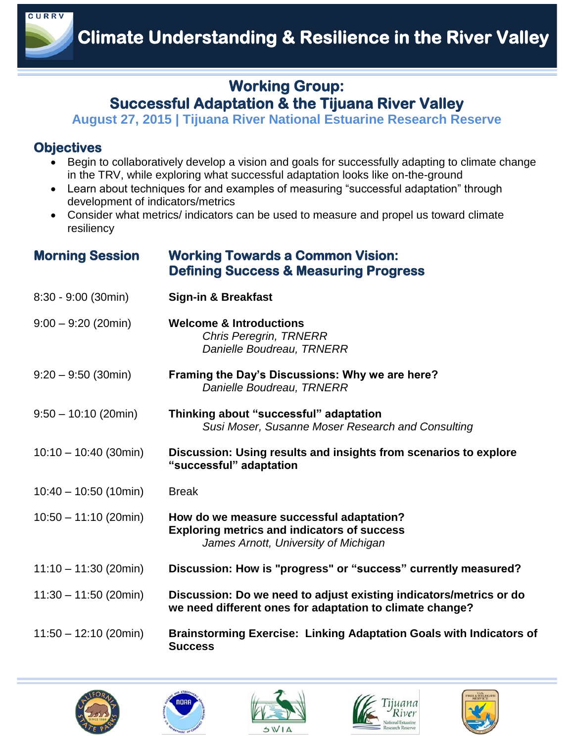CURRV

# Climate Understanding & Resilience in the River Valley

## Working Group: Successful Adaptation & the Tijuana River Valley

**August 27, 2015 | Tijuana River National Estuarine Research Reserve**

### Objectives

- Begin to collaboratively develop a vision and goals for successfully adapting to climate change in the TRV, while exploring what successful adaptation looks like on-the-ground
- Learn about techniques for and examples of measuring "successful adaptation" through development of indicators/metrics
- Consider what metrics/ indicators can be used to measure and propel us toward climate resiliency

### Morning Session — Working Towards a Common Vision: Defining Success & Measuring Progress

| Time | Session |
|---|---|
| 8:30 - 9:00 (30min) | **Sign-in & Breakfast** |
| 9:00 – 9:20 (20min) | **Welcome & Introductions**<br>*Chris Peregrin, TRNERR*<br>*Danielle Boudreau, TRNERR* |
| 9:20 – 9:50 (30min) | **Framing the Day's Discussions: Why we are here?**<br>*Danielle Boudreau, TRNERR* |
| 9:50 – 10:10 (20min) | **Thinking about "successful" adaptation**<br>*Susi Moser, Susanne Moser Research and Consulting* |
| 10:10 – 10:40 (30min) | **Discussion: Using results and insights from scenarios to explore "successful" adaptation** |
| 10:40 – 10:50 (10min) | Break |
| 10:50 – 11:10 (20min) | **How do we measure successful adaptation? Exploring metrics and indicators of success**<br>*James Arnott, University of Michigan* |
| 11:10 – 11:30 (20min) | **Discussion: How is "progress" or "success" currently measured?** |
| 11:30 – 11:50 (20min) | **Discussion: Do we need to adjust existing indicators/metrics or do we need different ones for adaptation to climate change?** |
| 11:50 – 12:10 (20min) | **Brainstorming Exercise: Linking Adaptation Goals with Indicators of Success** |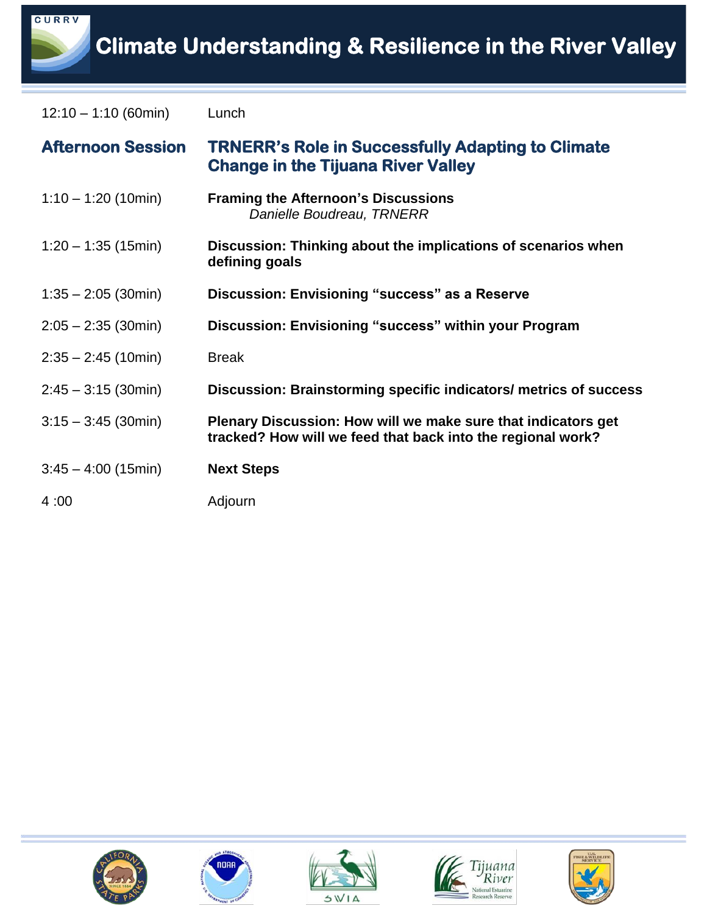| | |
|---|---|
| 12:10 – 1:10 (60min) | Lunch |
| **Afternoon Session** | **TRNERR's Role in Successfully Adapting to Climate Change in the Tijuana River Valley** |
| 1:10 – 1:20 (10min) | **Framing the Afternoon's Discussions** *Danielle Boudreau, TRNERR* |
| 1:20 – 1:35 (15min) | **Discussion: Thinking about the implications of scenarios when defining goals** |
| 1:35 – 2:05 (30min) | **Discussion: Envisioning "success" as a Reserve** |
| 2:05 – 2:35 (30min) | **Discussion: Envisioning "success" within your Program** |
| 2:35 – 2:45 (10min) | Break |
| 2:45 – 3:15 (30min) | **Discussion: Brainstorming specific indicators/ metrics of success** |
| 3:15 – 3:45 (30min) | **Plenary Discussion: How will we make sure that indicators get tracked? How will we feed that back into the regional work?** |
| 3:45 – 4:00 (15min) | **Next Steps** |
| 4 :00 | Adjourn |